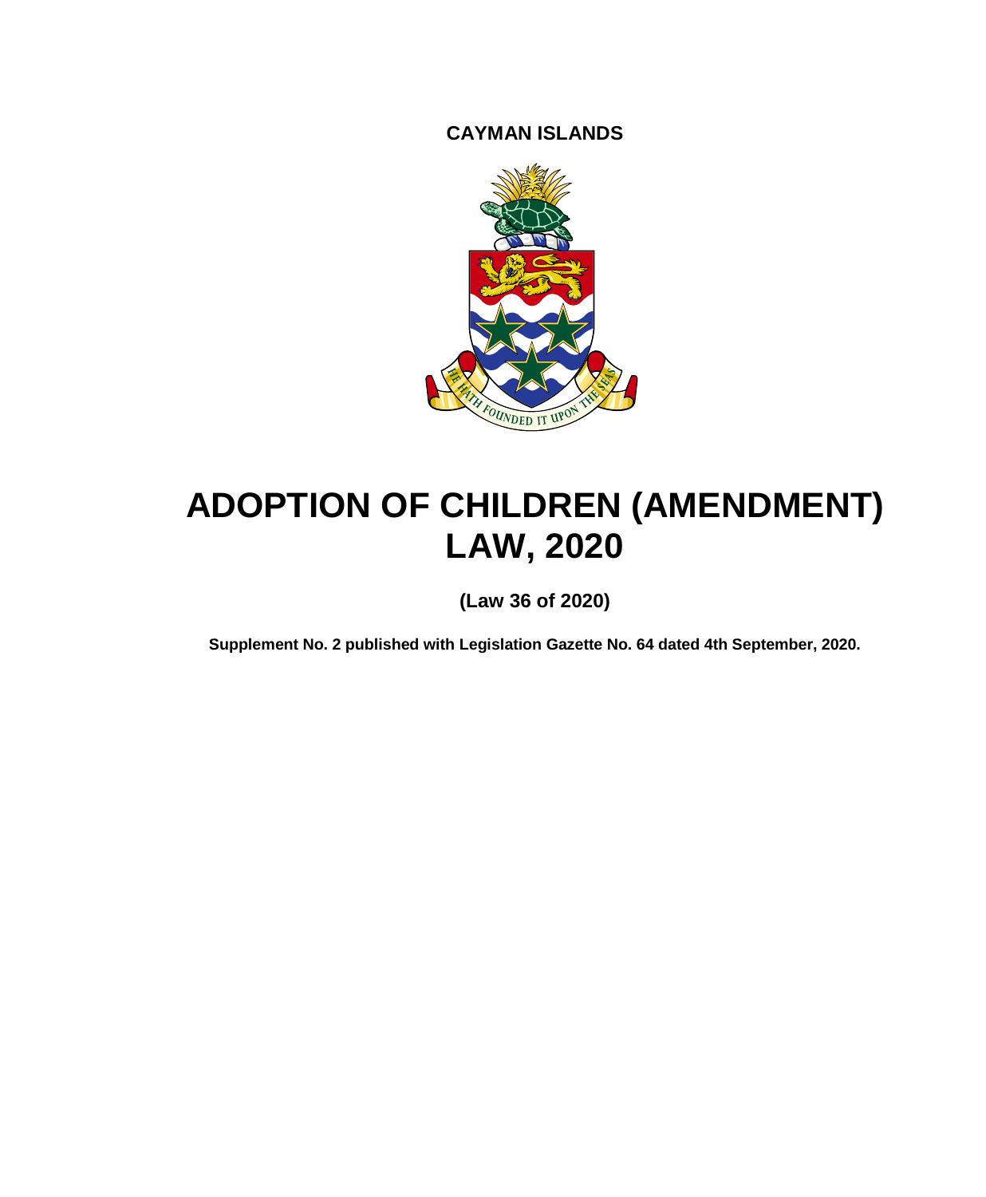**CAYMAN ISLANDS**

# ADOPTION OF CHILDREN (AMENDMENT) LAW, 2020

**(Law 36 of 2020)**

**Supplement No. 2 published with Legislation Gazette No. 64 dated 4th September, 2020.**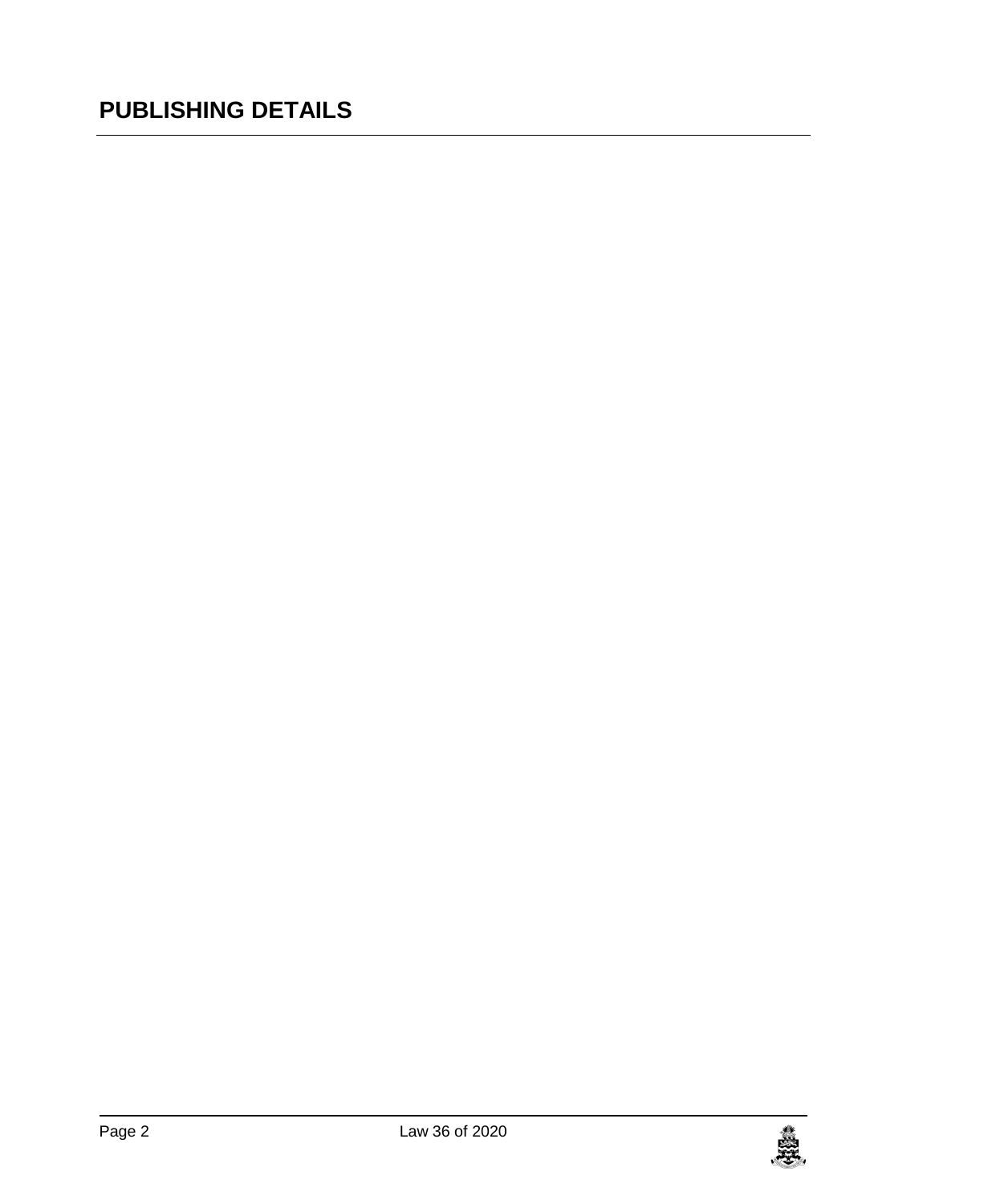## PUBLISHING DETAILS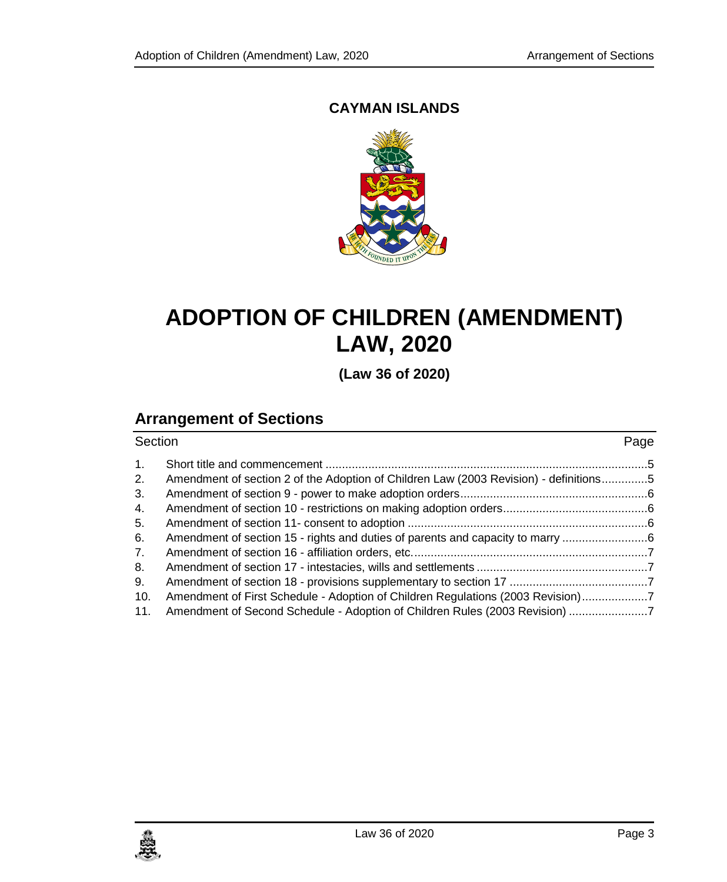**CAYMAN ISLANDS**

# ADOPTION OF CHILDREN (AMENDMENT) LAW, 2020

**(Law 36 of 2020)**

## Arrangement of Sections

| Section | | Page |
|---|---|---|
| 1. | Short title and commencement | 5 |
| 2. | Amendment of section 2 of the Adoption of Children Law (2003 Revision) - definitions | 5 |
| 3. | Amendment of section 9 - power to make adoption orders | 6 |
| 4. | Amendment of section 10 - restrictions on making adoption orders | 6 |
| 5. | Amendment of section 11- consent to adoption | 6 |
| 6. | Amendment of section 15 - rights and duties of parents and capacity to marry | 6 |
| 7. | Amendment of section 16 - affiliation orders, etc. | 7 |
| 8. | Amendment of section 17 - intestacies, wills and settlements | 7 |
| 9. | Amendment of section 18 - provisions supplementary to section 17 | 7 |
| 10. | Amendment of First Schedule - Adoption of Children Regulations (2003 Revision) | 7 |
| 11. | Amendment of Second Schedule - Adoption of Children Rules (2003 Revision) | 7 |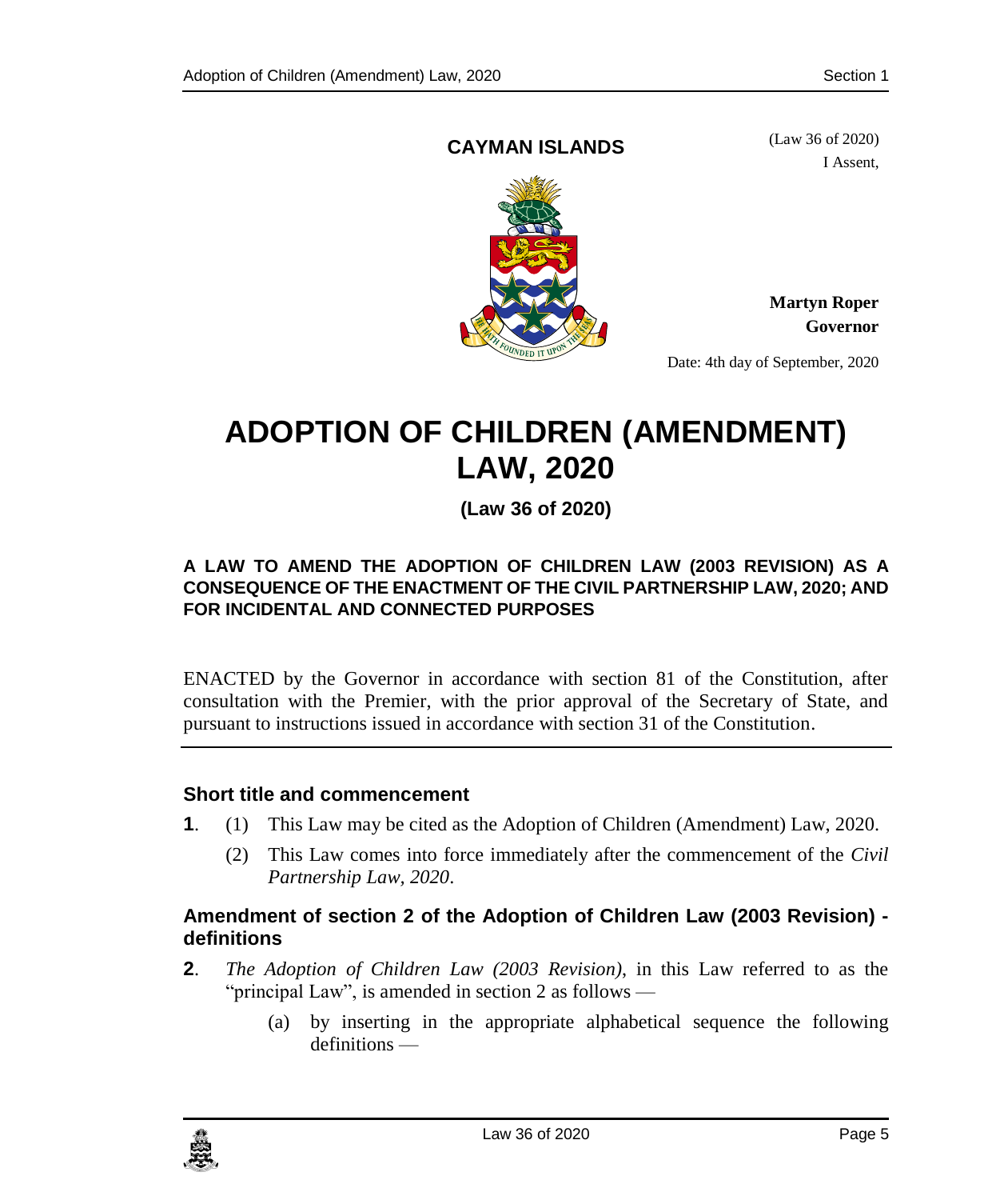**CAYMAN ISLANDS**

(Law 36 of 2020)

I Assent,

**Martyn Roper**
**Governor**

Date: 4th day of September, 2020

# ADOPTION OF CHILDREN (AMENDMENT) LAW, 2020

**(Law 36 of 2020)**

**A LAW TO AMEND THE ADOPTION OF CHILDREN LAW (2003 REVISION) AS A CONSEQUENCE OF THE ENACTMENT OF THE CIVIL PARTNERSHIP LAW, 2020; AND FOR INCIDENTAL AND CONNECTED PURPOSES**

ENACTED by the Governor in accordance with section 81 of the Constitution, after consultation with the Premier, with the prior approval of the Secretary of State, and pursuant to instructions issued in accordance with section 31 of the Constitution.

### Short title and commencement

**1**. (1) This Law may be cited as the Adoption of Children (Amendment) Law, 2020.

(2) This Law comes into force immediately after the commencement of the *Civil Partnership Law, 2020*.

### Amendment of section 2 of the Adoption of Children Law (2003 Revision) - definitions

**2**. *The Adoption of Children Law (2003 Revision)*, in this Law referred to as the "principal Law", is amended in section 2 as follows —

(a) by inserting in the appropriate alphabetical sequence the following definitions —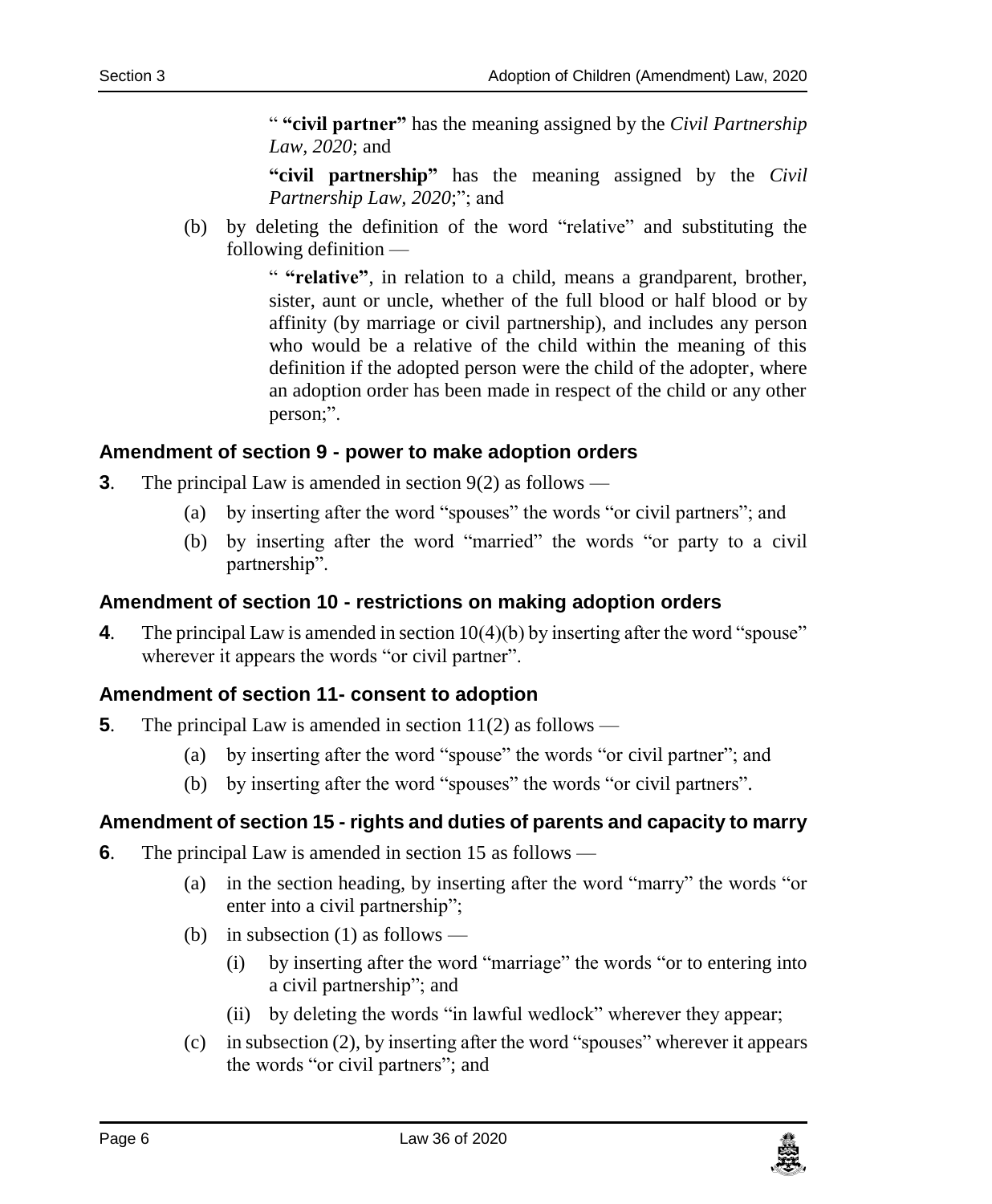" **"civil partner"** has the meaning assigned by the *Civil Partnership Law, 2020*; and

**"civil partnership"** has the meaning assigned by the *Civil Partnership Law, 2020*;"; and

(b) by deleting the definition of the word "relative" and substituting the following definition —

" **"relative"**, in relation to a child, means a grandparent, brother, sister, aunt or uncle, whether of the full blood or half blood or by affinity (by marriage or civil partnership), and includes any person who would be a relative of the child within the meaning of this definition if the adopted person were the child of the adopter, where an adoption order has been made in respect of the child or any other person;".

### Amendment of section 9 - power to make adoption orders

**3**. The principal Law is amended in section 9(2) as follows —

(a) by inserting after the word "spouses" the words "or civil partners"; and

(b) by inserting after the word "married" the words "or party to a civil partnership".

### Amendment of section 10 - restrictions on making adoption orders

**4**. The principal Law is amended in section 10(4)(b) by inserting after the word "spouse" wherever it appears the words "or civil partner".

### Amendment of section 11- consent to adoption

**5**. The principal Law is amended in section 11(2) as follows —

(a) by inserting after the word "spouse" the words "or civil partner"; and

(b) by inserting after the word "spouses" the words "or civil partners".

### Amendment of section 15 - rights and duties of parents and capacity to marry

**6**. The principal Law is amended in section 15 as follows —

(a) in the section heading, by inserting after the word "marry" the words "or enter into a civil partnership";

(b) in subsection (1) as follows —

(i) by inserting after the word "marriage" the words "or to entering into a civil partnership"; and

(ii) by deleting the words "in lawful wedlock" wherever they appear;

(c) in subsection (2), by inserting after the word "spouses" wherever it appears the words "or civil partners"; and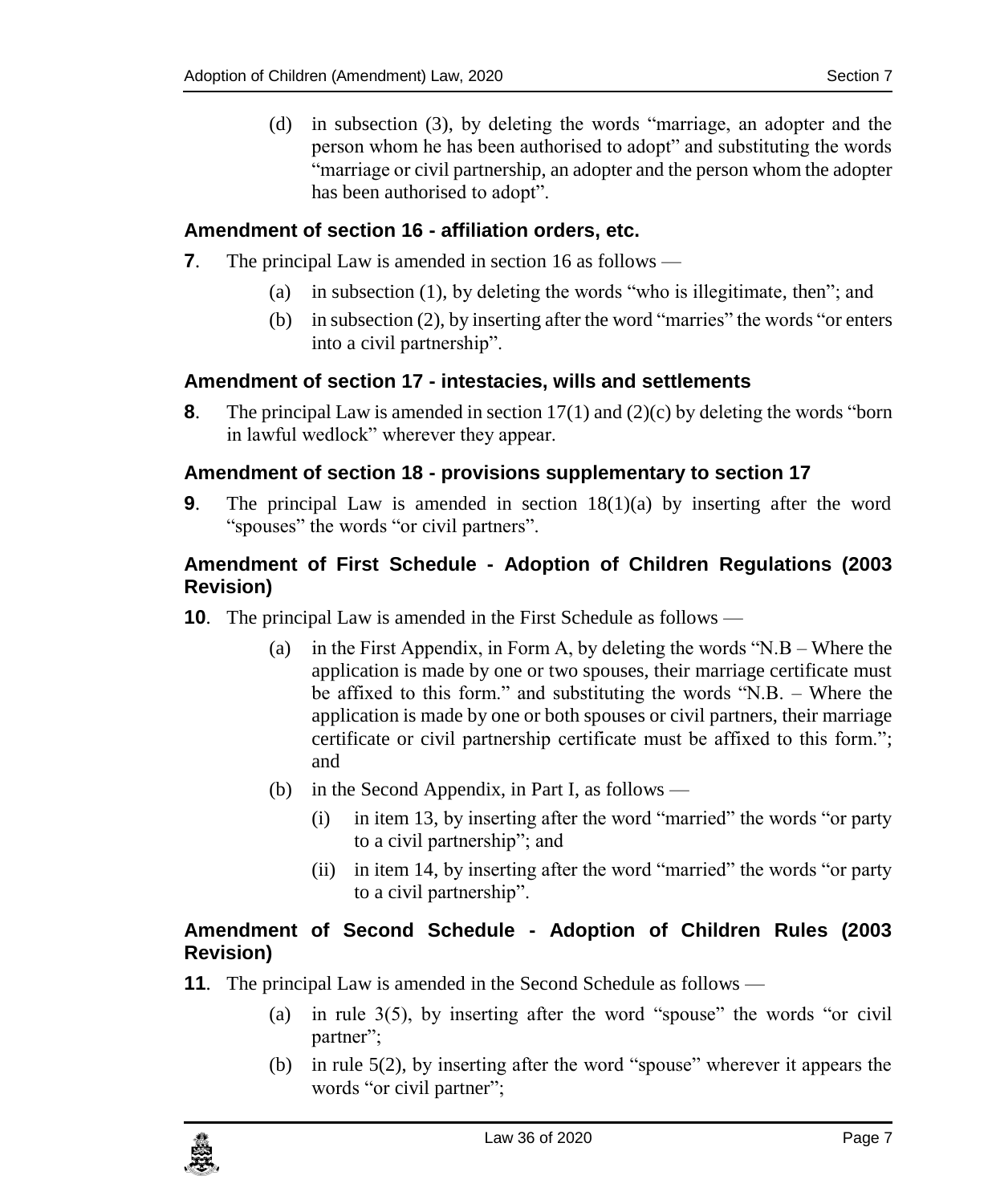(d) in subsection (3), by deleting the words "marriage, an adopter and the person whom he has been authorised to adopt" and substituting the words "marriage or civil partnership, an adopter and the person whom the adopter has been authorised to adopt".

### Amendment of section 16 - affiliation orders, etc.

**7**. The principal Law is amended in section 16 as follows —

(a) in subsection (1), by deleting the words "who is illegitimate, then"; and

(b) in subsection (2), by inserting after the word "marries" the words "or enters into a civil partnership".

### Amendment of section 17 - intestacies, wills and settlements

**8**. The principal Law is amended in section 17(1) and (2)(c) by deleting the words "born in lawful wedlock" wherever they appear.

### Amendment of section 18 - provisions supplementary to section 17

**9**. The principal Law is amended in section 18(1)(a) by inserting after the word "spouses" the words "or civil partners".

### Amendment of First Schedule - Adoption of Children Regulations (2003 Revision)

**10**. The principal Law is amended in the First Schedule as follows —

(a) in the First Appendix, in Form A, by deleting the words "N.B – Where the application is made by one or two spouses, their marriage certificate must be affixed to this form." and substituting the words "N.B. – Where the application is made by one or both spouses or civil partners, their marriage certificate or civil partnership certificate must be affixed to this form."; and

(b) in the Second Appendix, in Part I, as follows —

(i) in item 13, by inserting after the word "married" the words "or party to a civil partnership"; and

(ii) in item 14, by inserting after the word "married" the words "or party to a civil partnership".

### Amendment of Second Schedule - Adoption of Children Rules (2003 Revision)

**11**. The principal Law is amended in the Second Schedule as follows —

(a) in rule 3(5), by inserting after the word "spouse" the words "or civil partner";

(b) in rule 5(2), by inserting after the word "spouse" wherever it appears the words "or civil partner";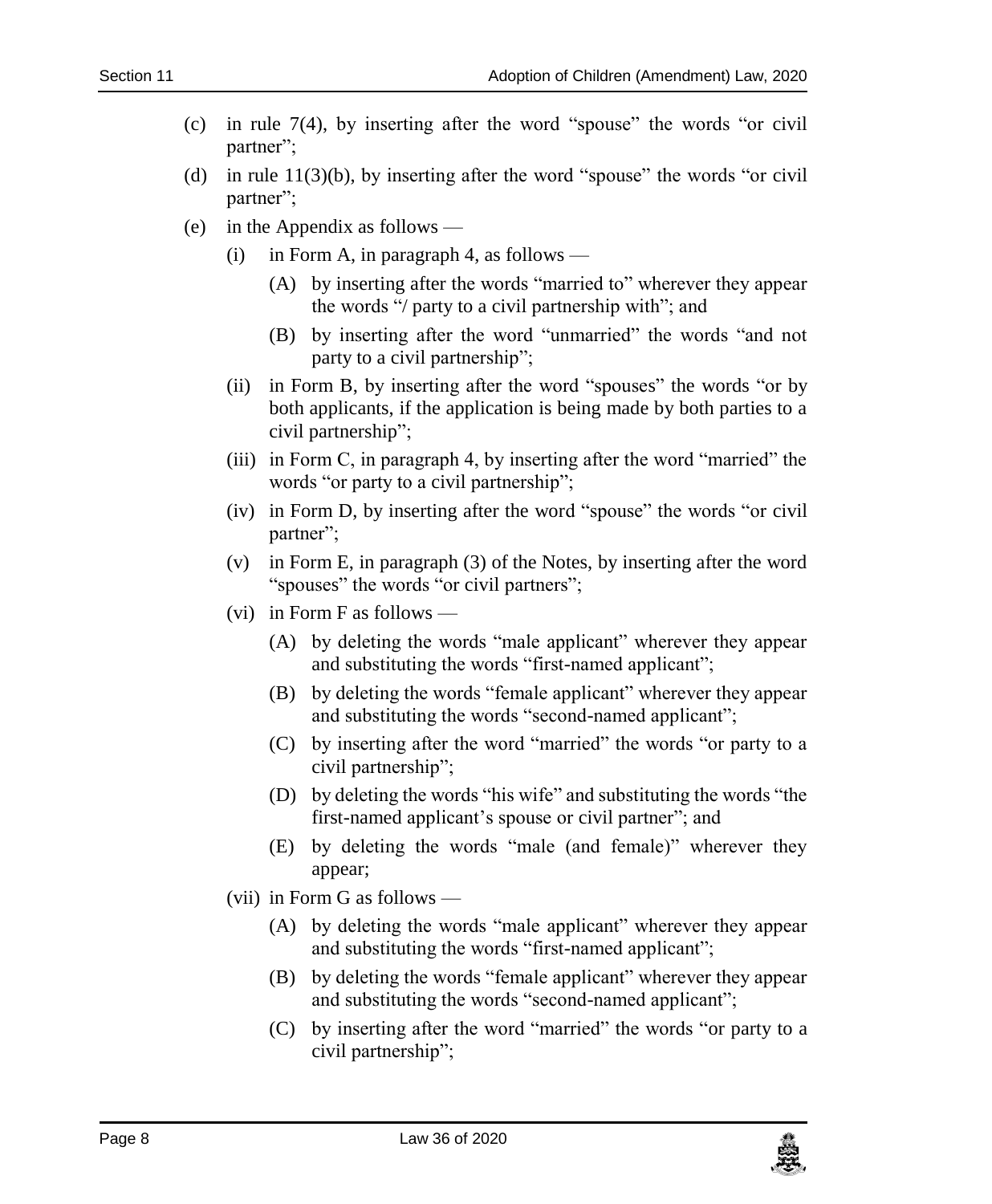(c) in rule 7(4), by inserting after the word "spouse" the words "or civil partner";

(d) in rule 11(3)(b), by inserting after the word "spouse" the words "or civil partner";

(e) in the Appendix as follows —

  (i) in Form A, in paragraph 4, as follows —

    (A) by inserting after the words "married to" wherever they appear the words "/ party to a civil partnership with"; and

    (B) by inserting after the word "unmarried" the words "and not party to a civil partnership";

  (ii) in Form B, by inserting after the word "spouses" the words "or by both applicants, if the application is being made by both parties to a civil partnership";

  (iii) in Form C, in paragraph 4, by inserting after the word "married" the words "or party to a civil partnership";

  (iv) in Form D, by inserting after the word "spouse" the words "or civil partner";

  (v) in Form E, in paragraph (3) of the Notes, by inserting after the word "spouses" the words "or civil partners";

  (vi) in Form F as follows —

    (A) by deleting the words "male applicant" wherever they appear and substituting the words "first-named applicant";

    (B) by deleting the words "female applicant" wherever they appear and substituting the words "second-named applicant";

    (C) by inserting after the word "married" the words "or party to a civil partnership";

    (D) by deleting the words "his wife" and substituting the words "the first-named applicant's spouse or civil partner"; and

    (E) by deleting the words "male (and female)" wherever they appear;

  (vii) in Form G as follows —

    (A) by deleting the words "male applicant" wherever they appear and substituting the words "first-named applicant";

    (B) by deleting the words "female applicant" wherever they appear and substituting the words "second-named applicant";

    (C) by inserting after the word "married" the words "or party to a civil partnership";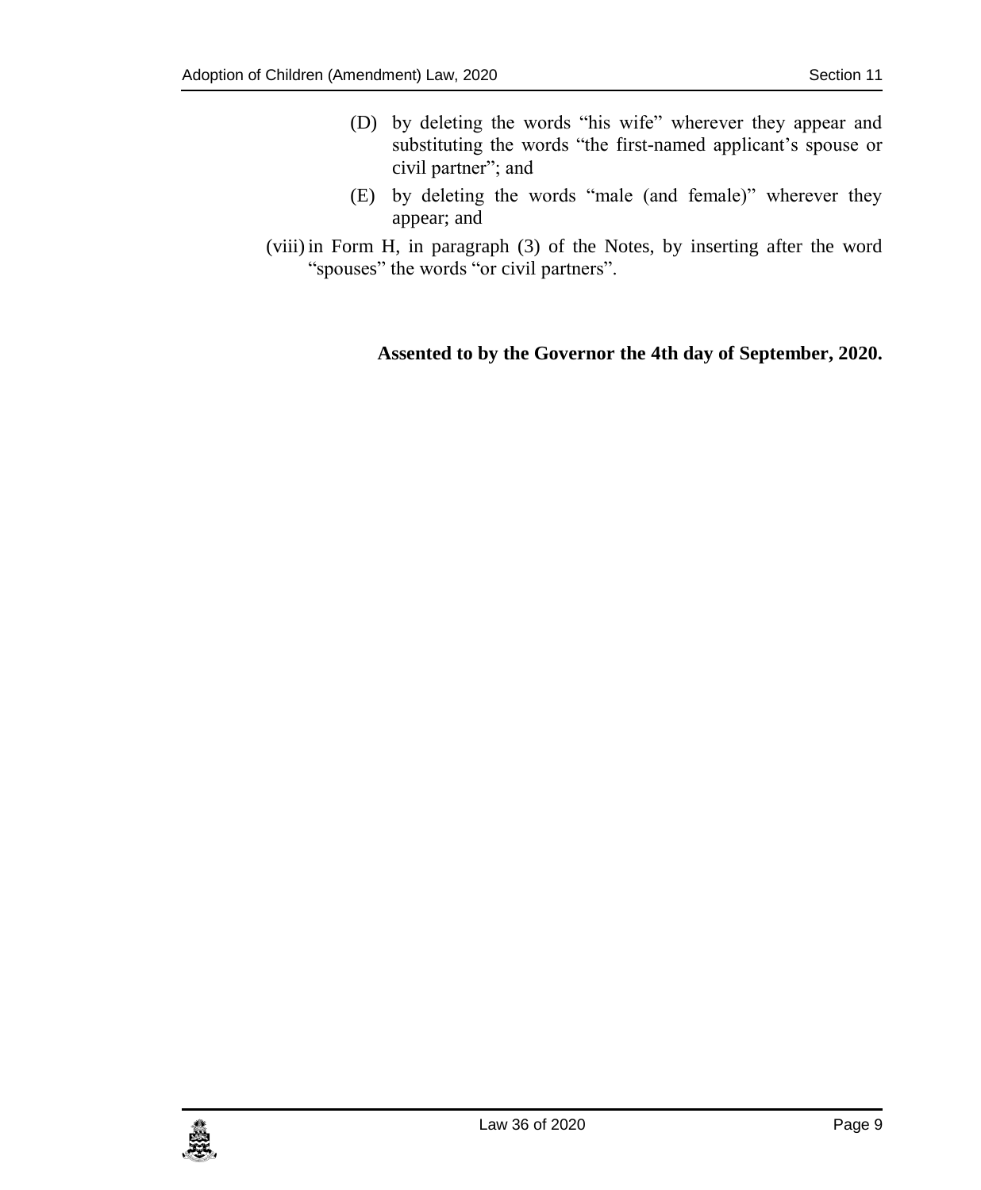(D) by deleting the words "his wife" wherever they appear and substituting the words "the first-named applicant's spouse or civil partner"; and

(E) by deleting the words "male (and female)" wherever they appear; and

(viii) in Form H, in paragraph (3) of the Notes, by inserting after the word "spouses" the words "or civil partners".

**Assented to by the Governor the 4th day of September, 2020.**